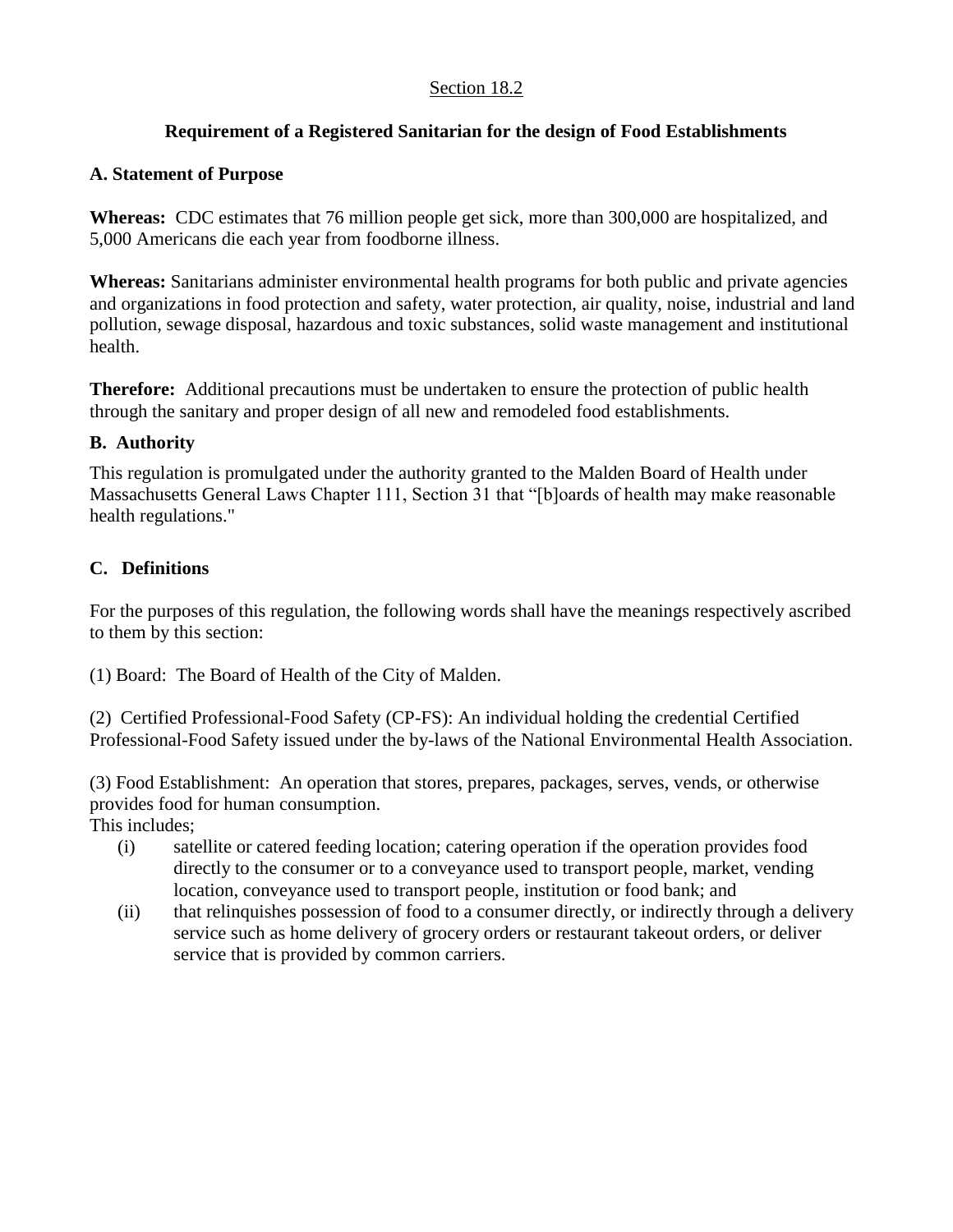Section 18.2

## Requirement of a Registered Sanitarian for the design of Food Establishments

### A. Statement of Purpose

**Whereas:** CDC estimates that 76 million people get sick, more than 300,000 are hospitalized, and 5,000 Americans die each year from foodborne illness.

**Whereas:** Sanitarians administer environmental health programs for both public and private agencies and organizations in food protection and safety, water protection, air quality, noise, industrial and land pollution, sewage disposal, hazardous and toxic substances, solid waste management and institutional health.

**Therefore:** Additional precautions must be undertaken to ensure the protection of public health through the sanitary and proper design of all new and remodeled food establishments.

### B. Authority

This regulation is promulgated under the authority granted to the Malden Board of Health under Massachusetts General Laws Chapter 111, Section 31 that "[b]oards of health may make reasonable health regulations."

### C. Definitions

For the purposes of this regulation, the following words shall have the meanings respectively ascribed to them by this section:

(1) Board: The Board of Health of the City of Malden.

(2) Certified Professional-Food Safety (CP-FS): An individual holding the credential Certified Professional-Food Safety issued under the by-laws of the National Environmental Health Association.

(3) Food Establishment: An operation that stores, prepares, packages, serves, vends, or otherwise provides food for human consumption.
This includes;

(i) satellite or catered feeding location; catering operation if the operation provides food directly to the consumer or to a conveyance used to transport people, market, vending location, conveyance used to transport people, institution or food bank; and

(ii) that relinquishes possession of food to a consumer directly, or indirectly through a delivery service such as home delivery of grocery orders or restaurant takeout orders, or deliver service that is provided by common carriers.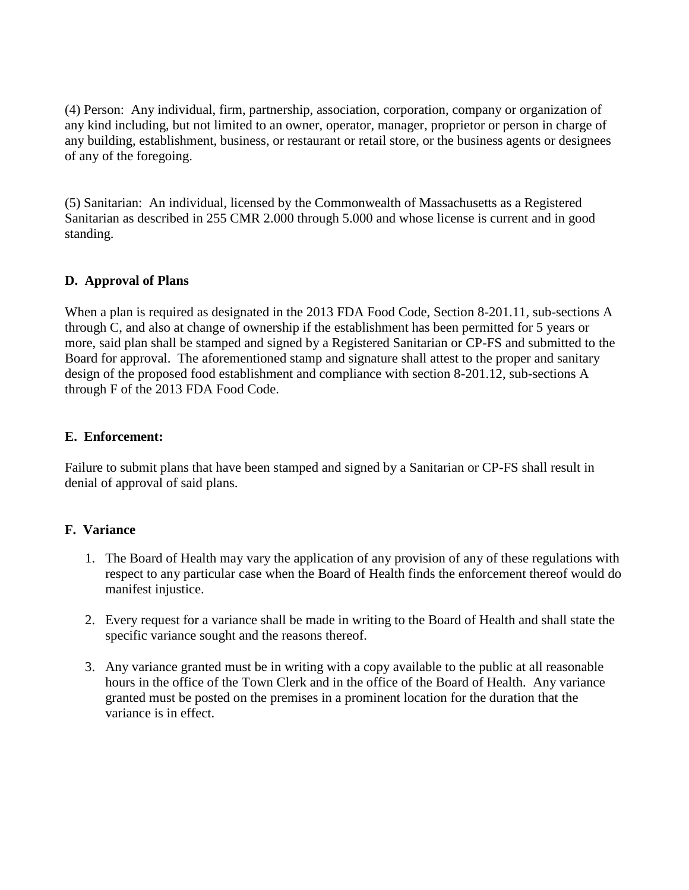(4) Person: Any individual, firm, partnership, association, corporation, company or organization of any kind including, but not limited to an owner, operator, manager, proprietor or person in charge of any building, establishment, business, or restaurant or retail store, or the business agents or designees of any of the foregoing.

(5) Sanitarian: An individual, licensed by the Commonwealth of Massachusetts as a Registered Sanitarian as described in 255 CMR 2.000 through 5.000 and whose license is current and in good standing.

**D. Approval of Plans**

When a plan is required as designated in the 2013 FDA Food Code, Section 8-201.11, sub-sections A through C, and also at change of ownership if the establishment has been permitted for 5 years or more, said plan shall be stamped and signed by a Registered Sanitarian or CP-FS and submitted to the Board for approval. The aforementioned stamp and signature shall attest to the proper and sanitary design of the proposed food establishment and compliance with section 8-201.12, sub-sections A through F of the 2013 FDA Food Code.

**E. Enforcement:**

Failure to submit plans that have been stamped and signed by a Sanitarian or CP-FS shall result in denial of approval of said plans.

**F. Variance**

1. The Board of Health may vary the application of any provision of any of these regulations with respect to any particular case when the Board of Health finds the enforcement thereof would do manifest injustice.

2. Every request for a variance shall be made in writing to the Board of Health and shall state the specific variance sought and the reasons thereof.

3. Any variance granted must be in writing with a copy available to the public at all reasonable hours in the office of the Town Clerk and in the office of the Board of Health. Any variance granted must be posted on the premises in a prominent location for the duration that the variance is in effect.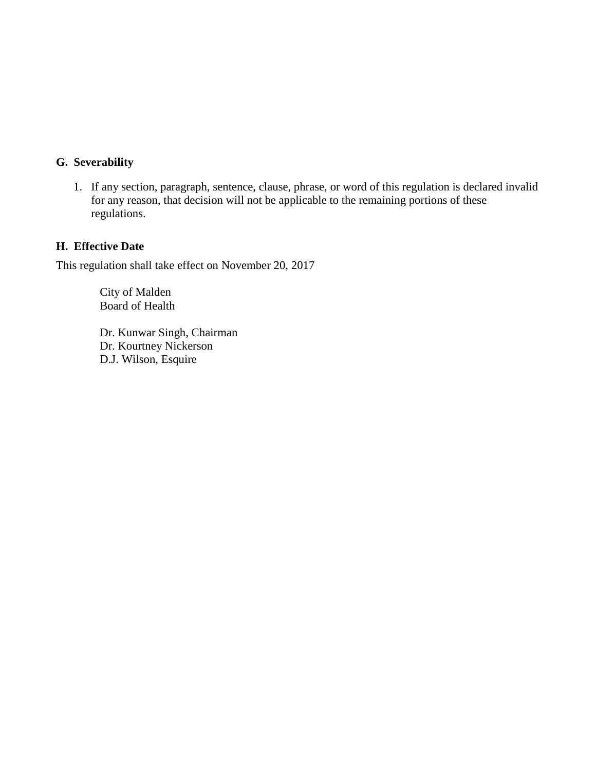**G. Severability**

1. If any section, paragraph, sentence, clause, phrase, or word of this regulation is declared invalid for any reason, that decision will not be applicable to the remaining portions of these regulations.

**H. Effective Date**

This regulation shall take effect on November 20, 2017

City of Malden
Board of Health

Dr. Kunwar Singh, Chairman
Dr. Kourtney Nickerson
D.J. Wilson, Esquire